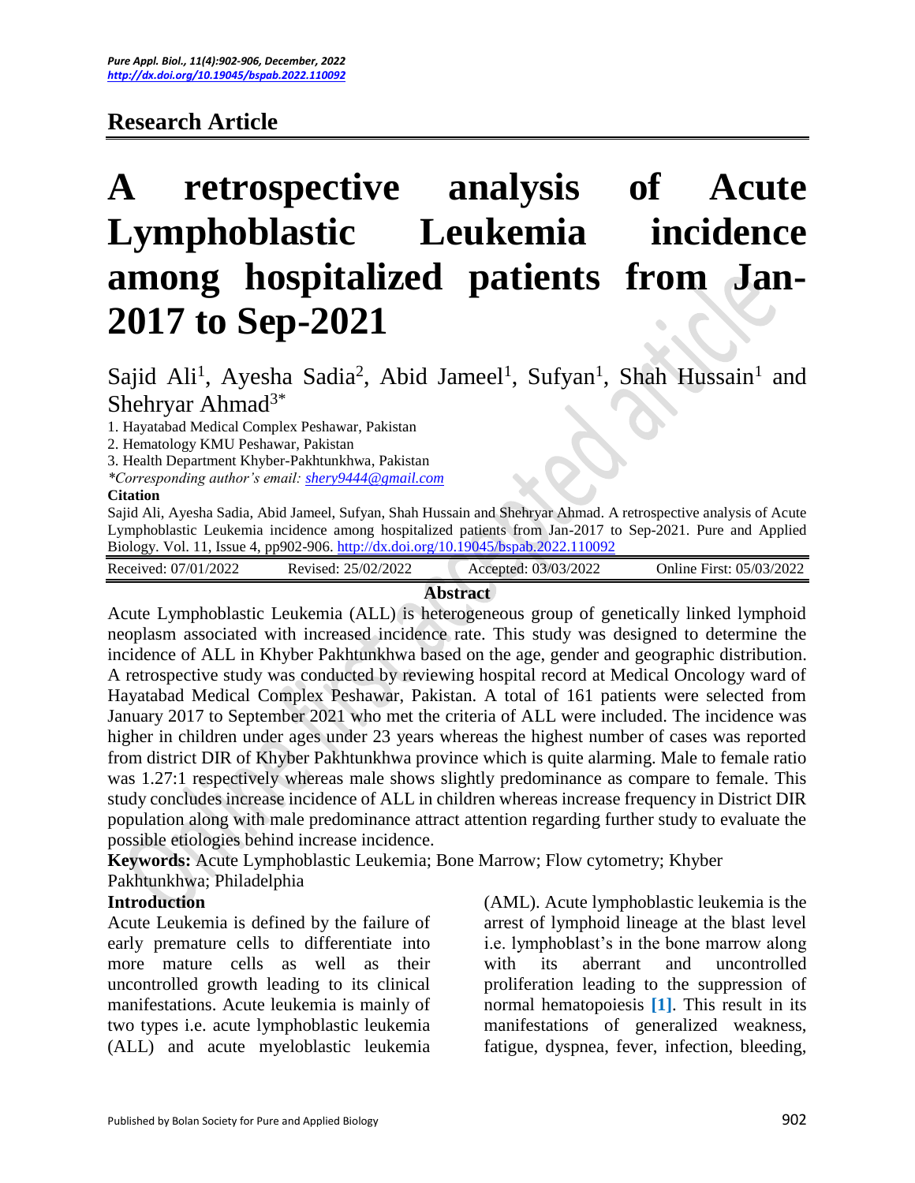## Research Article

# A retrospective analysis of Acute Lymphoblastic Leukemia incidence among hospitalized patients from Jan-2017 to Sep-2021

Sajid Ali[1], Ayesha Sadia[2], Abid Jameel[1], Sufyan[1], Shah Hussain[1] and Shehryar Ahmad[3*]

1. Hayatabad Medical Complex Peshawar, Pakistan
2. Hematology KMU Peshawar, Pakistan
3. Health Department Khyber-Pakhtunkhwa, Pakistan

*\*Corresponding author's email: shery9444@gmail.com*

**Citation**

Sajid Ali, Ayesha Sadia, Abid Jameel, Sufyan, Shah Hussain and Shehryar Ahmad. A retrospective analysis of Acute Lymphoblastic Leukemia incidence among hospitalized patients from Jan-2017 to Sep-2021. Pure and Applied Biology. Vol. 11, Issue 4, pp902-906. http://dx.doi.org/10.19045/bspab.2022.110092

| Received: 07/01/2022 | Revised: 25/02/2022 | Accepted: 03/03/2022 | Online First: 05/03/2022 |
|---|---|---|---|

**Abstract**

Acute Lymphoblastic Leukemia (ALL) is heterogeneous group of genetically linked lymphoid neoplasm associated with increased incidence rate. This study was designed to determine the incidence of ALL in Khyber Pakhtunkhwa based on the age, gender and geographic distribution. A retrospective study was conducted by reviewing hospital record at Medical Oncology ward of Hayatabad Medical Complex Peshawar, Pakistan. A total of 161 patients were selected from January 2017 to September 2021 who met the criteria of ALL were included. The incidence was higher in children under ages under 23 years whereas the highest number of cases was reported from district DIR of Khyber Pakhtunkhwa province which is quite alarming. Male to female ratio was 1.27:1 respectively whereas male shows slightly predominance as compare to female. This study concludes increase incidence of ALL in children whereas increase frequency in District DIR population along with male predominance attract attention regarding further study to evaluate the possible etiologies behind increase incidence.

**Keywords:** Acute Lymphoblastic Leukemia; Bone Marrow; Flow cytometry; Khyber Pakhtunkhwa; Philadelphia

**Introduction**

Acute Leukemia is defined by the failure of early premature cells to differentiate into more mature cells as well as their uncontrolled growth leading to its clinical manifestations. Acute leukemia is mainly of two types i.e. acute lymphoblastic leukemia (ALL) and acute myeloblastic leukemia (AML). Acute lymphoblastic leukemia is the arrest of lymphoid lineage at the blast level i.e. lymphoblast's in the bone marrow along with its aberrant and uncontrolled proliferation leading to the suppression of normal hematopoiesis [1]. This result in its manifestations of generalized weakness, fatigue, dyspnea, fever, infection, bleeding,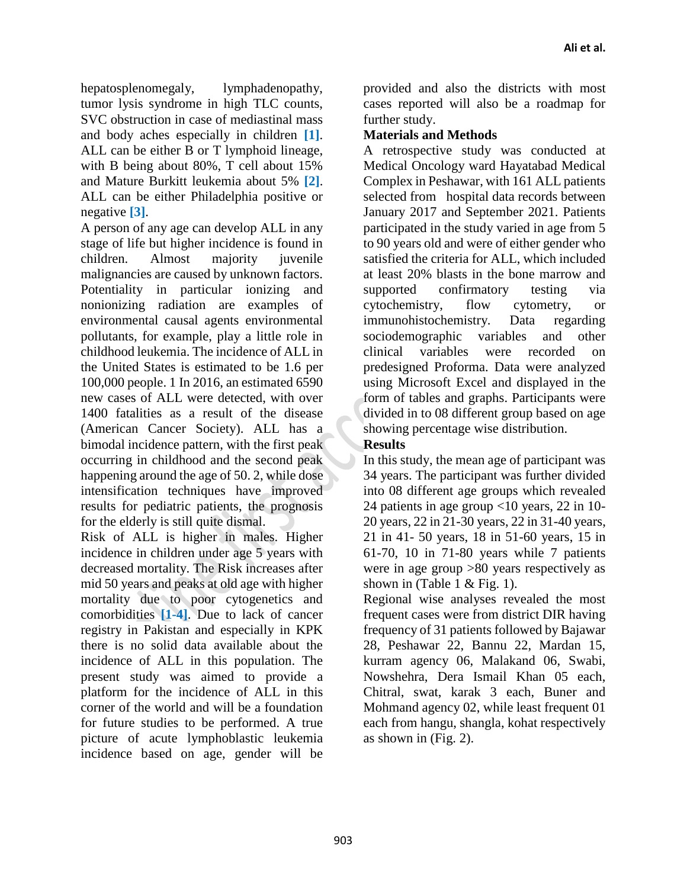hepatosplenomegaly, lymphadenopathy, tumor lysis syndrome in high TLC counts, SVC obstruction in case of mediastinal mass and body aches especially in children [1]. ALL can be either B or T lymphoid lineage, with B being about 80%, T cell about 15% and Mature Burkitt leukemia about 5% [2]. ALL can be either Philadelphia positive or negative [3].

A person of any age can develop ALL in any stage of life but higher incidence is found in children. Almost majority juvenile malignancies are caused by unknown factors. Potentiality in particular ionizing and nonionizing radiation are examples of environmental causal agents environmental pollutants, for example, play a little role in childhood leukemia. The incidence of ALL in the United States is estimated to be 1.6 per 100,000 people. 1 In 2016, an estimated 6590 new cases of ALL were detected, with over 1400 fatalities as a result of the disease (American Cancer Society). ALL has a bimodal incidence pattern, with the first peak occurring in childhood and the second peak happening around the age of 50. 2, while dose intensification techniques have improved results for pediatric patients, the prognosis for the elderly is still quite dismal.

Risk of ALL is higher in males. Higher incidence in children under age 5 years with decreased mortality. The Risk increases after mid 50 years and peaks at old age with higher mortality due to poor cytogenetics and comorbidities [1-4]. Due to lack of cancer registry in Pakistan and especially in KPK there is no solid data available about the incidence of ALL in this population. The present study was aimed to provide a platform for the incidence of ALL in this corner of the world and will be a foundation for future studies to be performed. A true picture of acute lymphoblastic leukemia incidence based on age, gender will be provided and also the districts with most cases reported will also be a roadmap for further study.

## Materials and Methods

A retrospective study was conducted at Medical Oncology ward Hayatabad Medical Complex in Peshawar, with 161 ALL patients selected from hospital data records between January 2017 and September 2021. Patients participated in the study varied in age from 5 to 90 years old and were of either gender who satisfied the criteria for ALL, which included at least 20% blasts in the bone marrow and supported confirmatory testing via cytochemistry, flow cytometry, or immunohistochemistry. Data regarding sociodemographic variables and other clinical variables were recorded on predesigned Proforma. Data were analyzed using Microsoft Excel and displayed in the form of tables and graphs. Participants were divided in to 08 different group based on age showing percentage wise distribution.

## Results

In this study, the mean age of participant was 34 years. The participant was further divided into 08 different age groups which revealed 24 patients in age group <10 years, 22 in 10-20 years, 22 in 21-30 years, 22 in 31-40 years, 21 in 41- 50 years, 18 in 51-60 years, 15 in 61-70, 10 in 71-80 years while 7 patients were in age group >80 years respectively as shown in (Table 1 & Fig. 1).

Regional wise analyses revealed the most frequent cases were from district DIR having frequency of 31 patients followed by Bajawar 28, Peshawar 22, Bannu 22, Mardan 15, kurram agency 06, Malakand 06, Swabi, Nowshehra, Dera Ismail Khan 05 each, Chitral, swat, karak 3 each, Buner and Mohmand agency 02, while least frequent 01 each from hangu, shangla, kohat respectively as shown in (Fig. 2).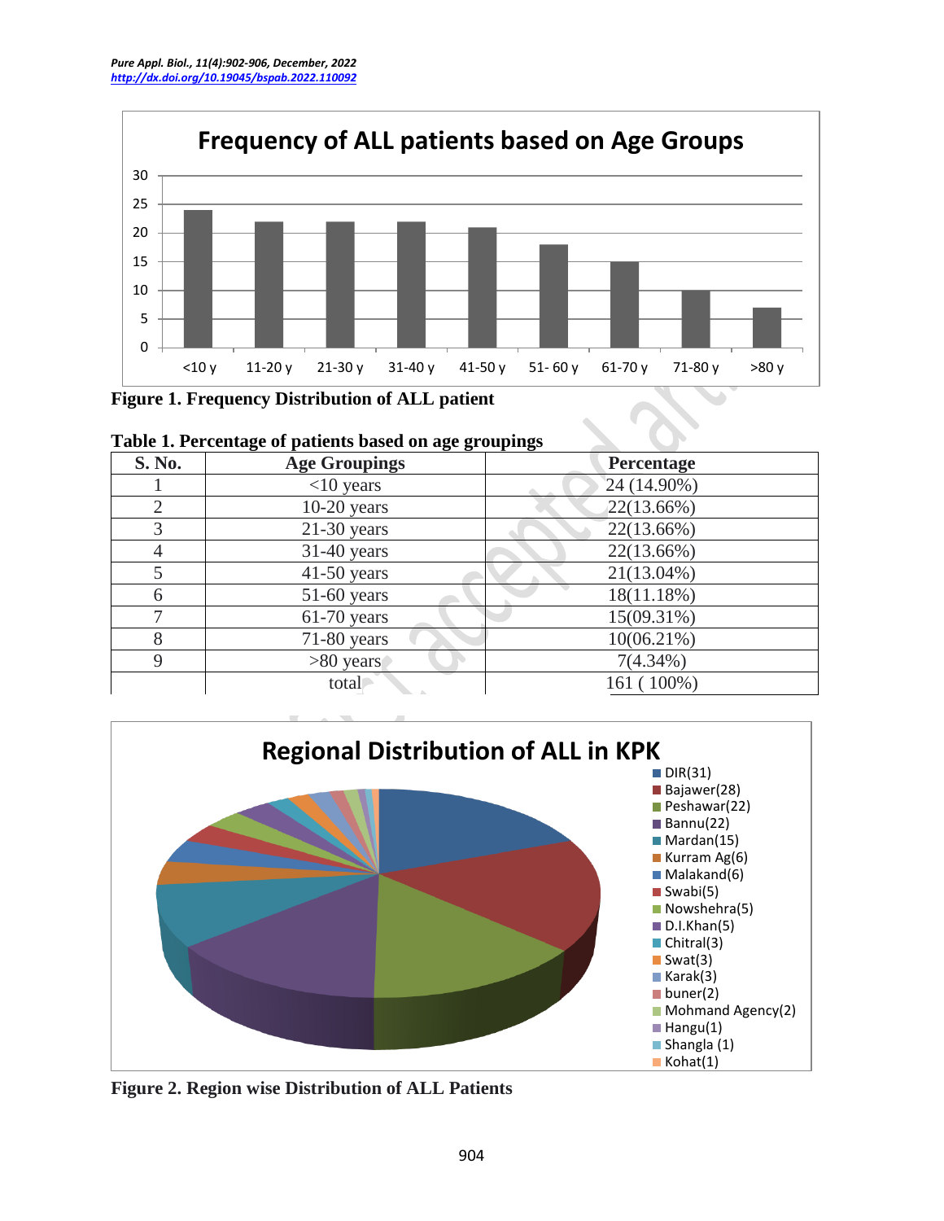**Figure 1. Frequency Distribution of ALL patient**

**Table 1. Percentage of patients based on age groupings**

| S. No. | Age Groupings | Percentage |
|---|---|---|
| 1 | <10 years | 24 (14.90%) |
| 2 | 10-20 years | 22(13.66%) |
| 3 | 21-30 years | 22(13.66%) |
| 4 | 31-40 years | 22(13.66%) |
| 5 | 41-50 years | 21(13.04%) |
| 6 | 51-60 years | 18(11.18%) |
| 7 | 61-70 years | 15(09.31%) |
| 8 | 71-80 years | 10(06.21%) |
| 9 | >80 years | 7(4.34%) |
| | total | 161 ( 100%) |

**Figure 2. Region wise Distribution of ALL Patients**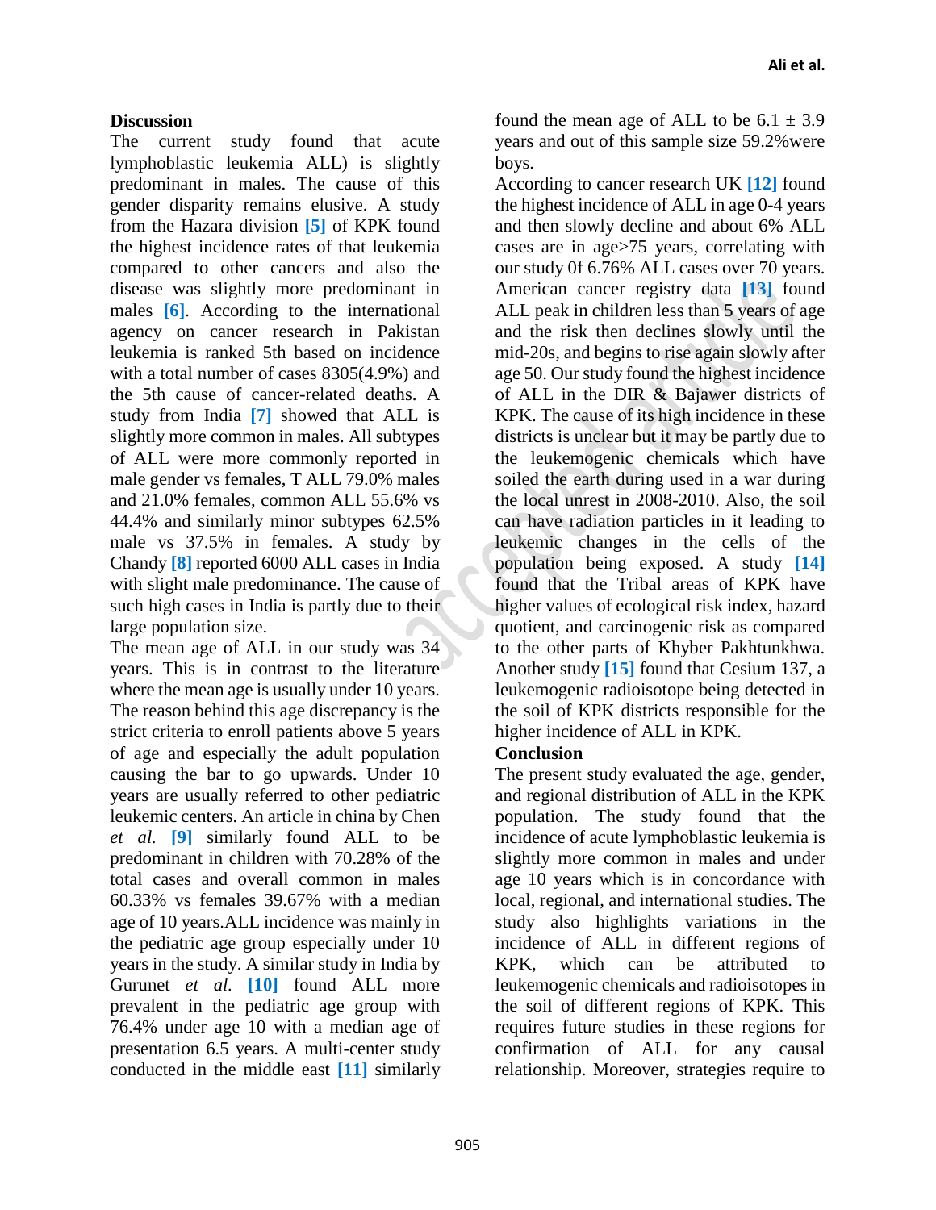## Discussion

The current study found that acute lymphoblastic leukemia ALL) is slightly predominant in males. The cause of this gender disparity remains elusive. A study from the Hazara division [5] of KPK found the highest incidence rates of that leukemia compared to other cancers and also the disease was slightly more predominant in males [6]. According to the international agency on cancer research in Pakistan leukemia is ranked 5th based on incidence with a total number of cases 8305(4.9%) and the 5th cause of cancer-related deaths. A study from India [7] showed that ALL is slightly more common in males. All subtypes of ALL were more commonly reported in male gender vs females, T ALL 79.0% males and 21.0% females, common ALL 55.6% vs 44.4% and similarly minor subtypes 62.5% male vs 37.5% in females. A study by Chandy [8] reported 6000 ALL cases in India with slight male predominance. The cause of such high cases in India is partly due to their large population size.

The mean age of ALL in our study was 34 years. This is in contrast to the literature where the mean age is usually under 10 years. The reason behind this age discrepancy is the strict criteria to enroll patients above 5 years of age and especially the adult population causing the bar to go upwards. Under 10 years are usually referred to other pediatric leukemic centers. An article in china by Chen *et al.* [9] similarly found ALL to be predominant in children with 70.28% of the total cases and overall common in males 60.33% vs females 39.67% with a median age of 10 years.ALL incidence was mainly in the pediatric age group especially under 10 years in the study. A similar study in India by Gurunet *et al.* [10] found ALL more prevalent in the pediatric age group with 76.4% under age 10 with a median age of presentation 6.5 years. A multi-center study conducted in the middle east [11] similarly found the mean age of ALL to be 6.1 ± 3.9 years and out of this sample size 59.2%were boys.

According to cancer research UK [12] found the highest incidence of ALL in age 0-4 years and then slowly decline and about 6% ALL cases are in age>75 years, correlating with our study 0f 6.76% ALL cases over 70 years. American cancer registry data [13] found ALL peak in children less than 5 years of age and the risk then declines slowly until the mid-20s, and begins to rise again slowly after age 50. Our study found the highest incidence of ALL in the DIR & Bajawer districts of KPK. The cause of its high incidence in these districts is unclear but it may be partly due to the leukemogenic chemicals which have soiled the earth during used in a war during the local unrest in 2008-2010. Also, the soil can have radiation particles in it leading to leukemic changes in the cells of the population being exposed. A study [14] found that the Tribal areas of KPK have higher values of ecological risk index, hazard quotient, and carcinogenic risk as compared to the other parts of Khyber Pakhtunkhwa. Another study [15] found that Cesium 137, a leukemogenic radioisotope being detected in the soil of KPK districts responsible for the higher incidence of ALL in KPK.

## Conclusion

The present study evaluated the age, gender, and regional distribution of ALL in the KPK population. The study found that the incidence of acute lymphoblastic leukemia is slightly more common in males and under age 10 years which is in concordance with local, regional, and international studies. The study also highlights variations in the incidence of ALL in different regions of KPK, which can be attributed to leukemogenic chemicals and radioisotopes in the soil of different regions of KPK. This requires future studies in these regions for confirmation of ALL for any causal relationship. Moreover, strategies require to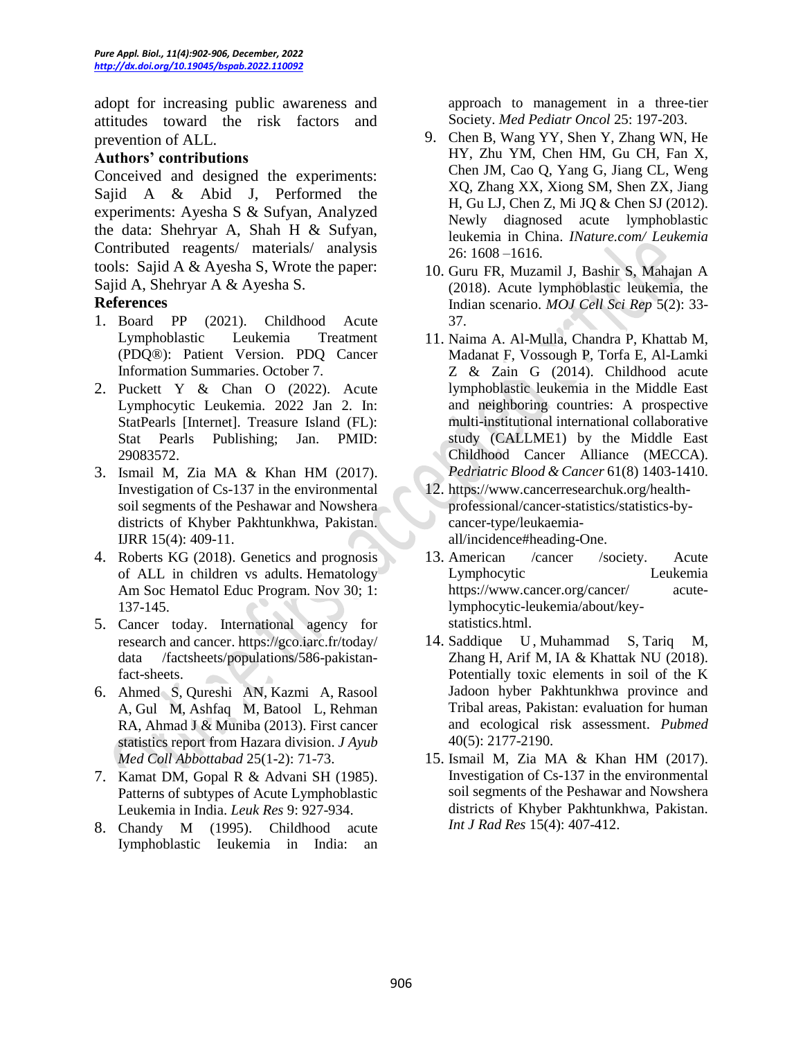adopt for increasing public awareness and attitudes toward the risk factors and prevention of ALL.

## Authors' contributions

Conceived and designed the experiments: Sajid A & Abid J, Performed the experiments: Ayesha S & Sufyan, Analyzed the data: Shehryar A, Shah H & Sufyan, Contributed reagents/ materials/ analysis tools: Sajid A & Ayesha S, Wrote the paper: Sajid A, Shehryar A & Ayesha S.

## References

1. Board PP (2021). Childhood Acute Lymphoblastic Leukemia Treatment (PDQ®): Patient Version. PDQ Cancer Information Summaries. October 7.
2. Puckett Y & Chan O (2022). Acute Lymphocytic Leukemia. 2022 Jan 2. In: StatPearls [Internet]. Treasure Island (FL): Stat Pearls Publishing; Jan. PMID: 29083572.
3. Ismail M, Zia MA & Khan HM (2017). Investigation of Cs-137 in the environmental soil segments of the Peshawar and Nowshera districts of Khyber Pakhtunkhwa, Pakistan. IJRR 15(4): 409-11.
4. Roberts KG (2018). Genetics and prognosis of ALL in children vs adults. Hematology Am Soc Hematol Educ Program. Nov 30; 1: 137-145.
5. Cancer today. International agency for research and cancer. https://gco.iarc.fr/today/ data /factsheets/populations/586-pakistan-fact-sheets.
6. Ahmed S, Qureshi AN, Kazmi A, Rasool A, Gul M, Ashfaq M, Batool L, Rehman RA, Ahmad J & Muniba (2013). First cancer statistics report from Hazara division. *J Ayub Med Coll Abbottabad* 25(1-2): 71-73.
7. Kamat DM, Gopal R & Advani SH (1985). Patterns of subtypes of Acute Lymphoblastic Leukemia in India. *Leuk Res* 9: 927-934.
8. Chandy M (1995). Childhood acute lymphoblastic leukemia in India: an approach to management in a three-tier Society. *Med Pediatr Oncol* 25: 197-203.
9. Chen B, Wang YY, Shen Y, Zhang WN, He HY, Zhu YM, Chen HM, Gu CH, Fan X, Chen JM, Cao Q, Yang G, Jiang CL, Weng XQ, Zhang XX, Xiong SM, Shen ZX, Jiang H, Gu LJ, Chen Z, Mi JQ & Chen SJ (2012). Newly diagnosed acute lymphoblastic leukemia in China. *INature.com/ Leukemia* 26: 1608 –1616.
10. Guru FR, Muzamil J, Bashir S, Mahajan A (2018). Acute lymphoblastic leukemia, the Indian scenario. *MOJ Cell Sci Rep* 5(2): 33-37.
11. Naima A. Al-Mulla, Chandra P, Khattab M, Madanat F, Vossough P, Torfa E, Al-Lamki Z & Zain G (2014). Childhood acute lymphoblastic leukemia in the Middle East and neighboring countries: A prospective multi-institutional international collaborative study (CALLME1) by the Middle East Childhood Cancer Alliance (MECCA). *Pedriatric Blood & Cancer* 61(8) 1403-1410.
12. https://www.cancerresearchuk.org/health-professional/cancer-statistics/statistics-by-cancer-type/leukaemia-all/incidence#heading-One.
13. American /cancer /society. Acute Lymphocytic Leukemia https://www.cancer.org/cancer/ acute-lymphocytic-leukemia/about/key-statistics.html.
14. Saddique U, Muhammad S, Tariq M, Zhang H, Arif M, IA & Khattak NU (2018). Potentially toxic elements in soil of the K Jadoon hyber Pakhtunkhwa province and Tribal areas, Pakistan: evaluation for human and ecological risk assessment. *Pubmed* 40(5): 2177-2190.
15. Ismail M, Zia MA & Khan HM (2017). Investigation of Cs-137 in the environmental soil segments of the Peshawar and Nowshera districts of Khyber Pakhtunkhwa, Pakistan. *Int J Rad Res* 15(4): 407-412.